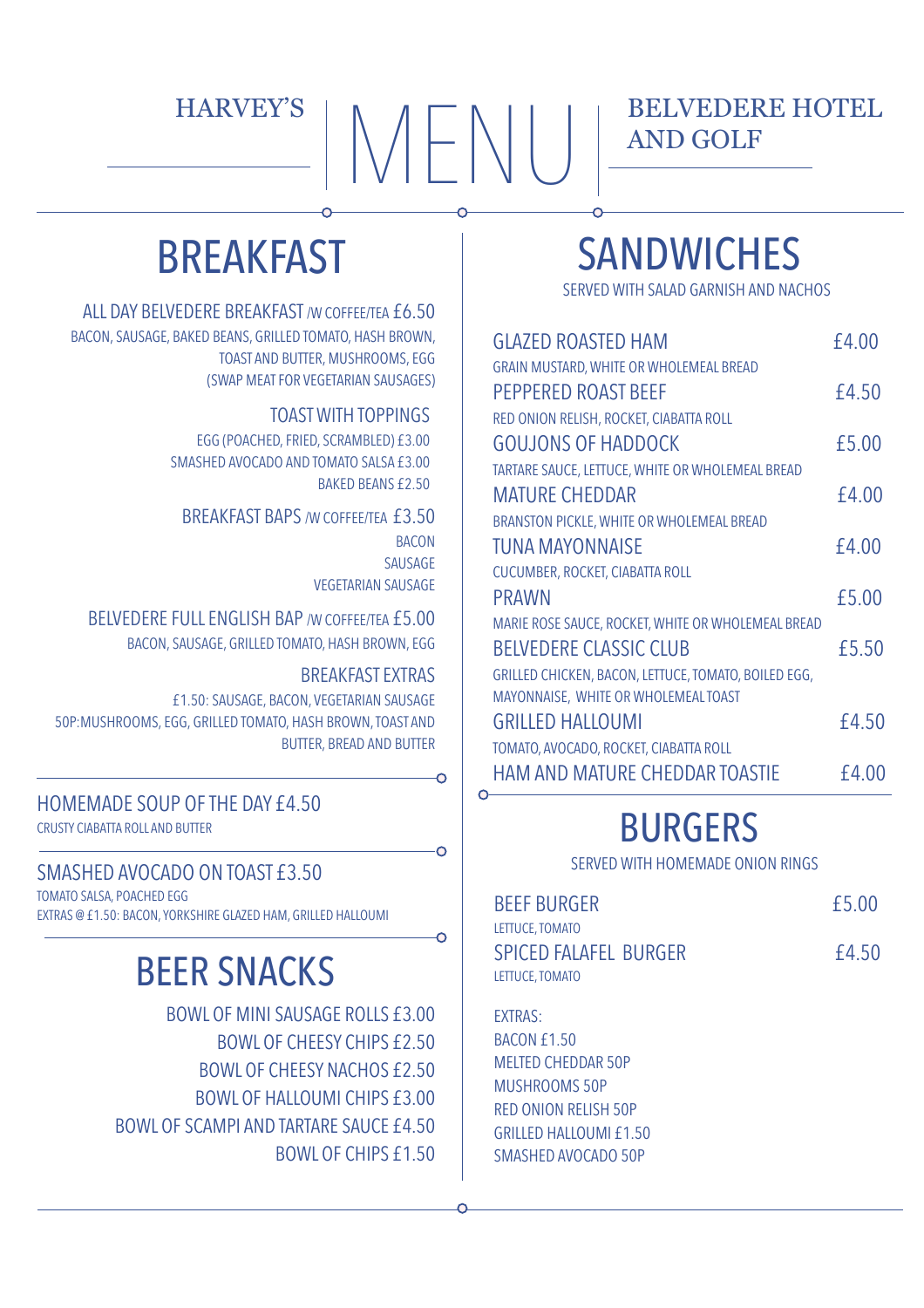HARVEY'S

# MENU

BELVEDERE HOTEL AND GOLF

## BREAKFAST

**ALL DAY BELVEDERE BREAKFAST** /W COFFEE/TEA £6.50
BACON, SAUSAGE, BAKED BEANS, GRILLED TOMATO, HASH BROWN, TOAST AND BUTTER, MUSHROOMS, EGG
(SWAP MEAT FOR VEGETARIAN SAUSAGES)

**TOAST WITH TOPPINGS**
EGG (POACHED, FRIED, SCRAMBLED) £3.00
SMASHED AVOCADO AND TOMATO SALSA £3.00
BAKED BEANS £2.50

**BREAKFAST BAPS** /W COFFEE/TEA £3.50
BACON
SAUSAGE
VEGETARIAN SAUSAGE

**BELVEDERE FULL ENGLISH BAP** /W COFFEE/TEA £5.00
BACON, SAUSAGE, GRILLED TOMATO, HASH BROWN, EGG

**BREAKFAST EXTRAS**
£1.50: SAUSAGE, BACON, VEGETARIAN SAUSAGE
50P: MUSHROOMS, EGG, GRILLED TOMATO, HASH BROWN, TOAST AND BUTTER, BREAD AND BUTTER

**HOMEMADE SOUP OF THE DAY £4.50**
CRUSTY CIABATTA ROLL AND BUTTER

**SMASHED AVOCADO ON TOAST £3.50**
TOMATO SALSA, POACHED EGG
EXTRAS @ £1.50: BACON, YORKSHIRE GLAZED HAM, GRILLED HALLOUMI

## BEER SNACKS

BOWL OF MINI SAUSAGE ROLLS £3.00
BOWL OF CHEESY CHIPS £2.50
BOWL OF CHEESY NACHOS £2.50
BOWL OF HALLOUMI CHIPS £3.00
BOWL OF SCAMPI AND TARTARE SAUCE £4.50
BOWL OF CHIPS £1.50

## SANDWICHES

SERVED WITH SALAD GARNISH AND NACHOS

**GLAZED ROASTED HAM** £4.00
GRAIN MUSTARD, WHITE OR WHOLEMEAL BREAD

**PEPPERED ROAST BEEF** £4.50
RED ONION RELISH, ROCKET, CIABATTA ROLL

**GOUJONS OF HADDOCK** £5.00
TARTARE SAUCE, LETTUCE, WHITE OR WHOLEMEAL BREAD

**MATURE CHEDDAR** £4.00
BRANSTON PICKLE, WHITE OR WHOLEMEAL BREAD

**TUNA MAYONNAISE** £4.00
CUCUMBER, ROCKET, CIABATTA ROLL

**PRAWN** £5.00
MARIE ROSE SAUCE, ROCKET, WHITE OR WHOLEMEAL BREAD

**BELVEDERE CLASSIC CLUB** £5.50
GRILLED CHICKEN, BACON, LETTUCE, TOMATO, BOILED EGG, MAYONNAISE, WHITE OR WHOLEMEAL TOAST

**GRILLED HALLOUMI** £4.50
TOMATO, AVOCADO, ROCKET, CIABATTA ROLL

**HAM AND MATURE CHEDDAR TOASTIE** £4.00

## BURGERS

SERVED WITH HOMEMADE ONION RINGS

**BEEF BURGER** £5.00
LETTUCE, TOMATO

**SPICED FALAFEL BURGER** £4.50
LETTUCE, TOMATO

EXTRAS:
BACON £1.50
MELTED CHEDDAR 50P
MUSHROOMS 50P
RED ONION RELISH 50P
GRILLED HALLOUMI £1.50
SMASHED AVOCADO 50P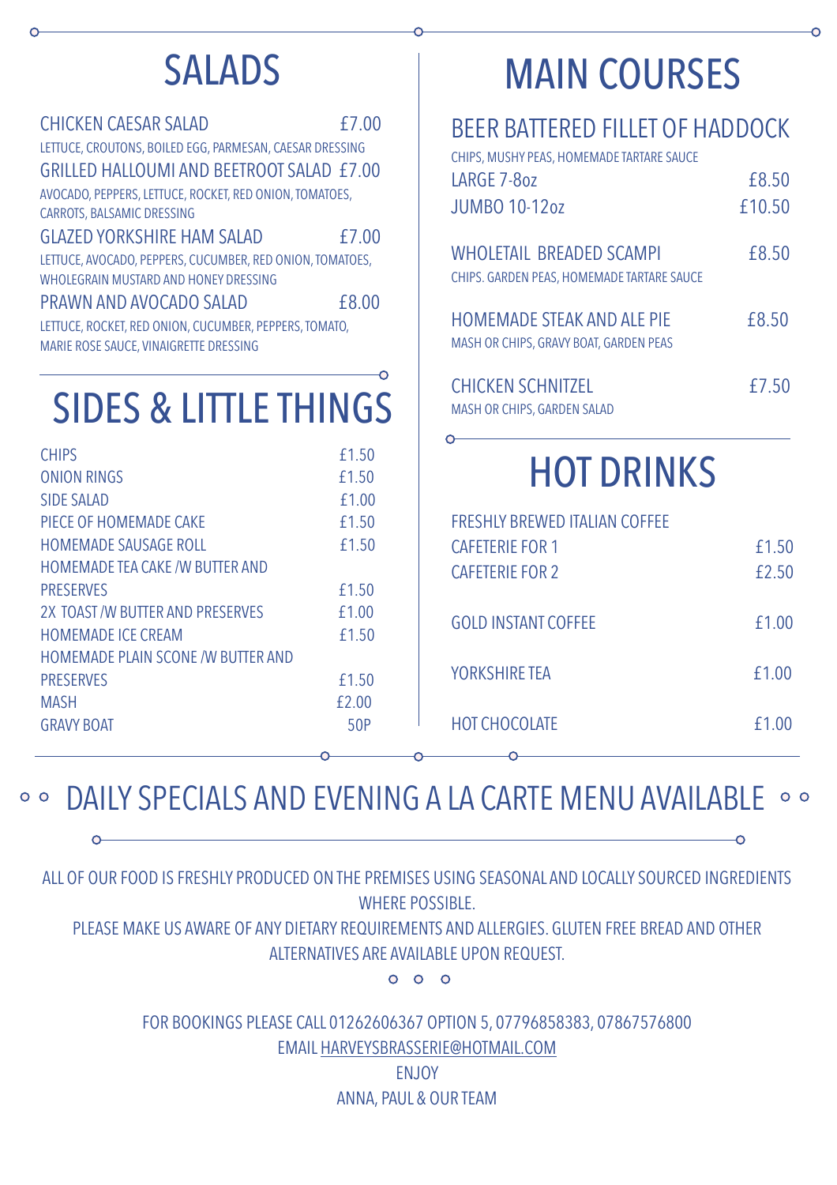# SALADS

**CHICKEN CAESAR SALAD** — £7.00
LETTUCE, CROUTONS, BOILED EGG, PARMESAN, CAESAR DRESSING

**GRILLED HALLOUMI AND BEETROOT SALAD** — £7.00
AVOCADO, PEPPERS, LETTUCE, ROCKET, RED ONION, TOMATOES, CARROTS, BALSAMIC DRESSING

**GLAZED YORKSHIRE HAM SALAD** — £7.00
LETTUCE, AVOCADO, PEPPERS, CUCUMBER, RED ONION, TOMATOES, WHOLEGRAIN MUSTARD AND HONEY DRESSING

**PRAWN AND AVOCADO SALAD** — £8.00
LETTUCE, ROCKET, RED ONION, CUCUMBER, PEPPERS, TOMATO, MARIE ROSE SAUCE, VINAIGRETTE DRESSING

# SIDES & LITTLE THINGS

| | |
|---|---|
| CHIPS | £1.50 |
| ONION RINGS | £1.50 |
| SIDE SALAD | £1.00 |
| PIECE OF HOMEMADE CAKE | £1.50 |
| HOMEMADE SAUSAGE ROLL | £1.50 |
| HOMEMADE TEA CAKE /W BUTTER AND PRESERVES | £1.50 |
| 2X TOAST /W BUTTER AND PRESERVES | £1.00 |
| HOMEMADE ICE CREAM | £1.50 |
| HOMEMADE PLAIN SCONE /W BUTTER AND PRESERVES | £1.50 |
| MASH | £2.00 |
| GRAVY BOAT | 50P |

# MAIN COURSES

## BEER BATTERED FILLET OF HADDOCK
CHIPS, MUSHY PEAS, HOMEMADE TARTARE SAUCE

LARGE 7-8oz — £8.50
JUMBO 10-12oz — £10.50

**WHOLETAIL BREADED SCAMPI** — £8.50
CHIPS. GARDEN PEAS, HOMEMADE TARTARE SAUCE

**HOMEMADE STEAK AND ALE PIE** — £8.50
MASH OR CHIPS, GRAVY BOAT, GARDEN PEAS

**CHICKEN SCHNITZEL** — £7.50
MASH OR CHIPS, GARDEN SALAD

# HOT DRINKS

FRESHLY BREWED ITALIAN COFFEE

| | |
|---|---|
| CAFETERIE FOR 1 | £1.50 |
| CAFETERIE FOR 2 | £2.50 |
| GOLD INSTANT COFFEE | £1.00 |
| YORKSHIRE TEA | £1.00 |
| HOT CHOCOLATE | £1.00 |

## DAILY SPECIALS AND EVENING A LA CARTE MENU AVAILABLE

ALL OF OUR FOOD IS FRESHLY PRODUCED ON THE PREMISES USING SEASONAL AND LOCALLY SOURCED INGREDIENTS WHERE POSSIBLE.
PLEASE MAKE US AWARE OF ANY DIETARY REQUIREMENTS AND ALLERGIES. GLUTEN FREE BREAD AND OTHER ALTERNATIVES ARE AVAILABLE UPON REQUEST.

FOR BOOKINGS PLEASE CALL 01262606367 OPTION 5, 07796858383, 07867576800
EMAIL HARVEYSBRASSERIE@HOTMAIL.COM
ENJOY
ANNA, PAUL & OUR TEAM